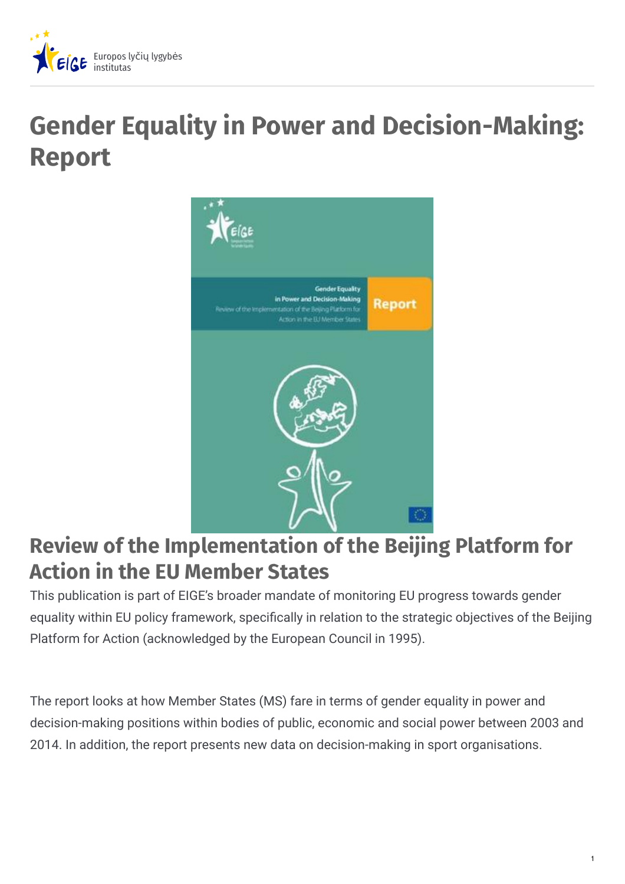Europos lyčių lygybės institutas

# Gender Equality in Power and Decision-Making: Report

## Review of the Implementation of the Beijing Platform for Action in the EU Member States

This publication is part of EIGE's broader mandate of monitoring EU progress towards gender equality within EU policy framework, specifically in relation to the strategic objectives of the Beijing Platform for Action (acknowledged by the European Council in 1995).

The report looks at how Member States (MS) fare in terms of gender equality in power and decision-making positions within bodies of public, economic and social power between 2003 and 2014. In addition, the report presents new data on decision-making in sport organisations.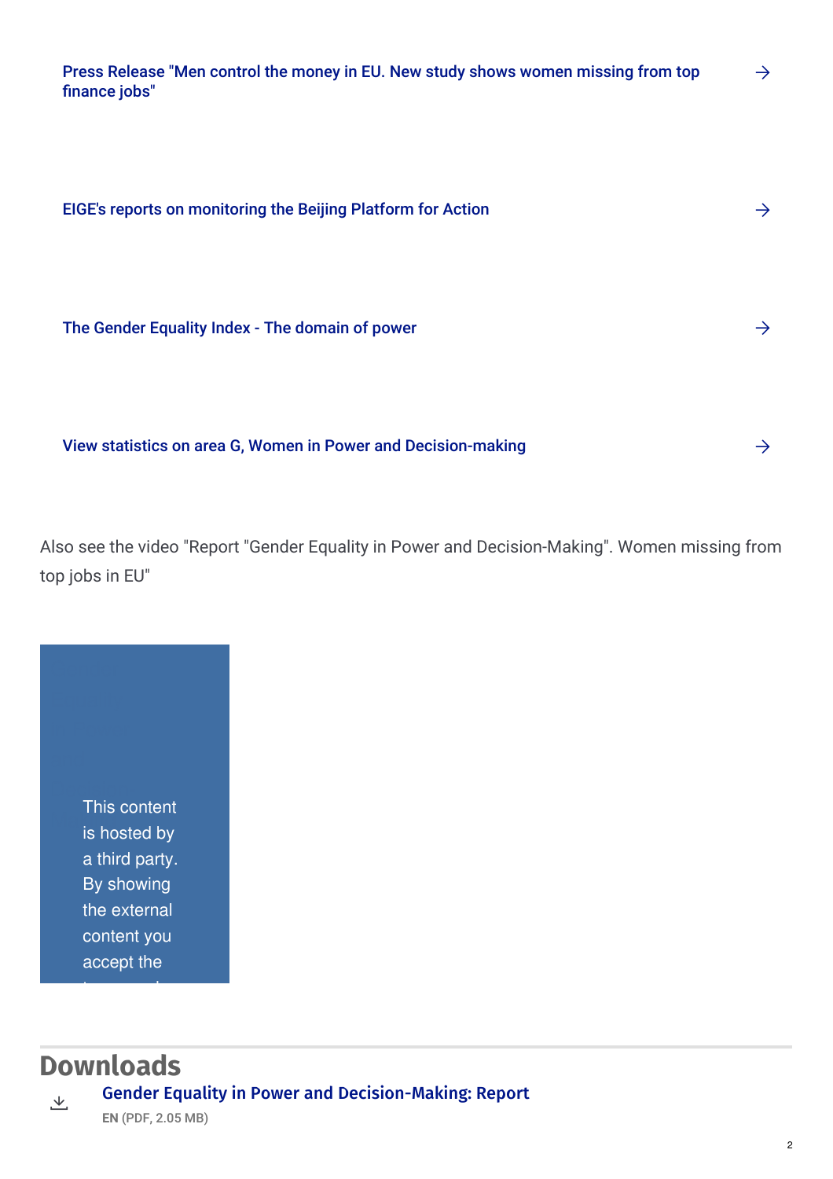Press Release "Men control the money in EU. New study shows women missing from top finance jobs" →

EIGE's reports on monitoring the Beijing Platform for Action →

The Gender Equality Index - The domain of power →

View statistics on area G, Women in Power and Decision-making →

Also see the video "Report "Gender Equality in Power and Decision-Making". Women missing from top jobs in EU"

This content is hosted by a third party. By showing the external content you accept the

## Downloads

Gender Equality in Power and Decision-Making: Report

**EN** (PDF, 2.05 MB)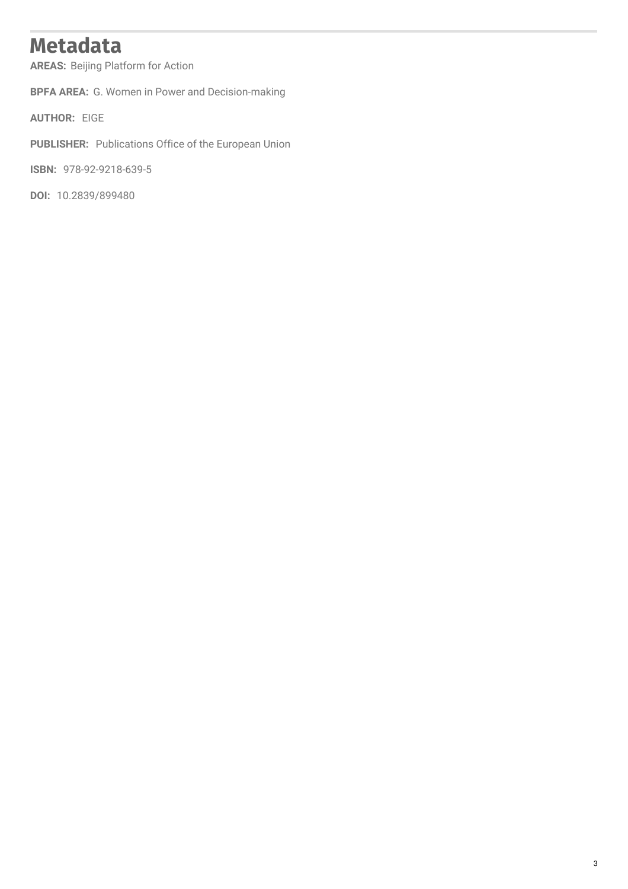# Metadata

**AREAS:** Beijing Platform for Action

**BPFA AREA:** G. Women in Power and Decision-making

**AUTHOR:** EIGE

**PUBLISHER:** Publications Office of the European Union

**ISBN:** 978-92-9218-639-5

**DOI:** 10.2839/899480